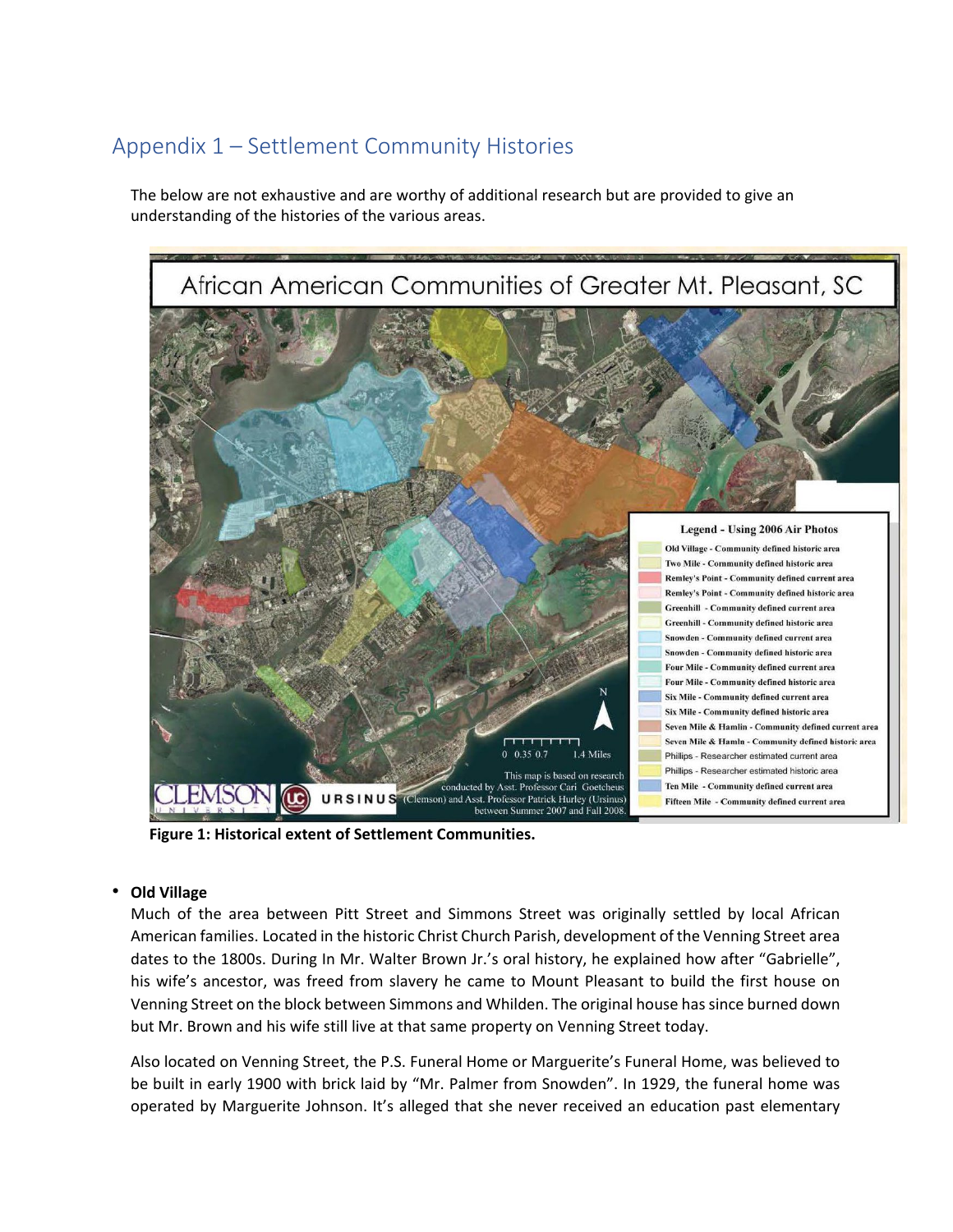## Appendix 1 – Settlement Community Histories

The below are not exhaustive and are worthy of additional research but are provided to give an understanding of the histories of the various areas.

**Figure 1: Historical extent of Settlement Communities.**

- **Old Village**

  Much of the area between Pitt Street and Simmons Street was originally settled by local African American families. Located in the historic Christ Church Parish, development of the Venning Street area dates to the 1800s. During In Mr. Walter Brown Jr.'s oral history, he explained how after "Gabrielle", his wife's ancestor, was freed from slavery he came to Mount Pleasant to build the first house on Venning Street on the block between Simmons and Whilden. The original house has since burned down but Mr. Brown and his wife still live at that same property on Venning Street today.

  Also located on Venning Street, the P.S. Funeral Home or Marguerite's Funeral Home, was believed to be built in early 1900 with brick laid by "Mr. Palmer from Snowden". In 1929, the funeral home was operated by Marguerite Johnson. It's alleged that she never received an education past elementary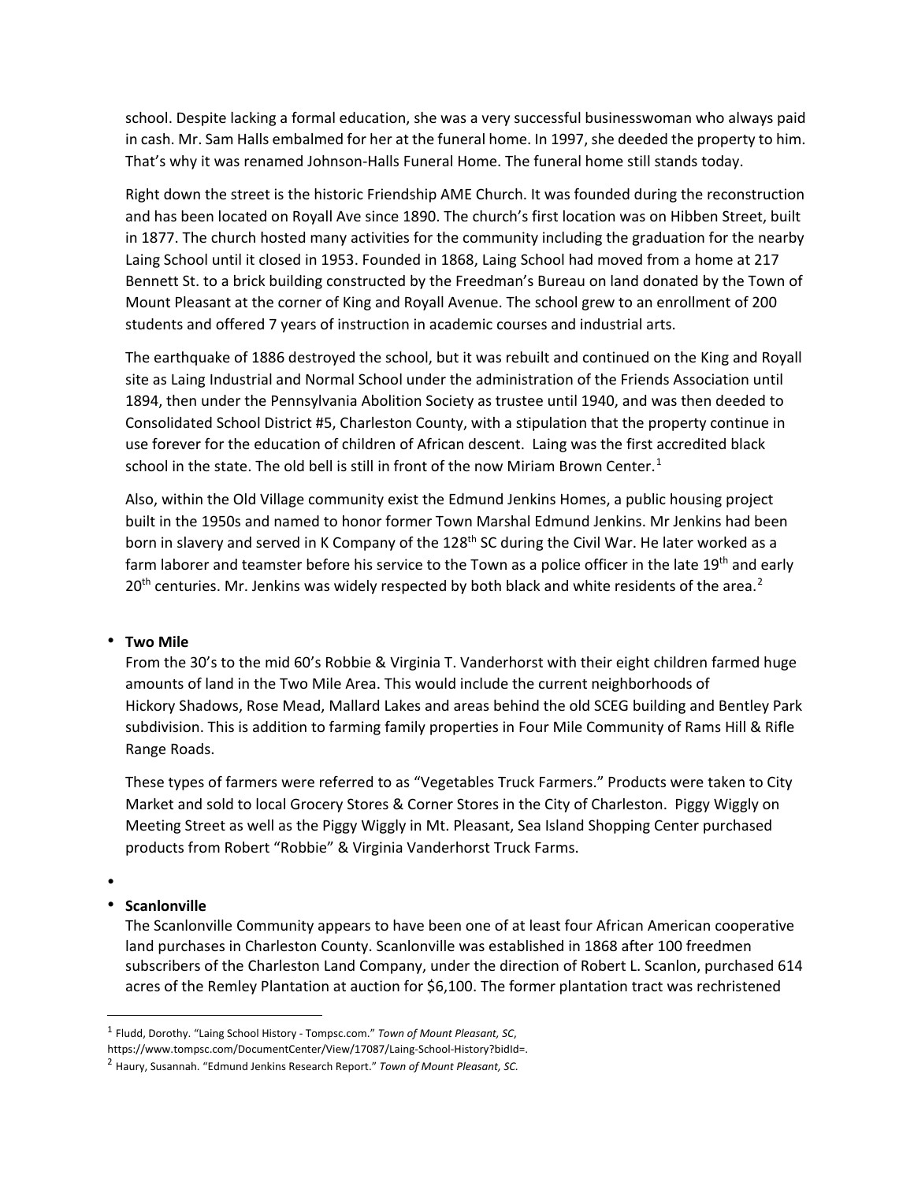school. Despite lacking a formal education, she was a very successful businesswoman who always paid in cash. Mr. Sam Halls embalmed for her at the funeral home. In 1997, she deeded the property to him. That's why it was renamed Johnson-Halls Funeral Home. The funeral home still stands today.

Right down the street is the historic Friendship AME Church. It was founded during the reconstruction and has been located on Royall Ave since 1890. The church's first location was on Hibben Street, built in 1877. The church hosted many activities for the community including the graduation for the nearby Laing School until it closed in 1953. Founded in 1868, Laing School had moved from a home at 217 Bennett St. to a brick building constructed by the Freedman's Bureau on land donated by the Town of Mount Pleasant at the corner of King and Royall Avenue. The school grew to an enrollment of 200 students and offered 7 years of instruction in academic courses and industrial arts.

The earthquake of 1886 destroyed the school, but it was rebuilt and continued on the King and Royall site as Laing Industrial and Normal School under the administration of the Friends Association until 1894, then under the Pennsylvania Abolition Society as trustee until 1940, and was then deeded to Consolidated School District #5, Charleston County, with a stipulation that the property continue in use forever for the education of children of African descent. Laing was the first accredited black school in the state. The old bell is still in front of the now Miriam Brown Center.[1]

Also, within the Old Village community exist the Edmund Jenkins Homes, a public housing project built in the 1950s and named to honor former Town Marshal Edmund Jenkins. Mr Jenkins had been born in slavery and served in K Company of the 128th SC during the Civil War. He later worked as a farm laborer and teamster before his service to the Town as a police officer in the late 19th and early 20th centuries. Mr. Jenkins was widely respected by both black and white residents of the area.[2]

- **Two Mile**

  From the 30's to the mid 60's Robbie & Virginia T. Vanderhorst with their eight children farmed huge amounts of land in the Two Mile Area. This would include the current neighborhoods of Hickory Shadows, Rose Mead, Mallard Lakes and areas behind the old SCEG building and Bentley Park subdivision. This is addition to farming family properties in Four Mile Community of Rams Hill & Rifle Range Roads.

  These types of farmers were referred to as "Vegetables Truck Farmers." Products were taken to City Market and sold to local Grocery Stores & Corner Stores in the City of Charleston. Piggy Wiggly on Meeting Street as well as the Piggy Wiggly in Mt. Pleasant, Sea Island Shopping Center purchased products from Robert "Robbie" & Virginia Vanderhorst Truck Farms.

- **Scanlonville**

  The Scanlonville Community appears to have been one of at least four African American cooperative land purchases in Charleston County. Scanlonville was established in 1868 after 100 freedmen subscribers of the Charleston Land Company, under the direction of Robert L. Scanlon, purchased 614 acres of the Remley Plantation at auction for $6,100. The former plantation tract was rechristened

---

[1] Fludd, Dorothy. "Laing School History - Tompsc.com." *Town of Mount Pleasant, SC*, https://www.tompsc.com/DocumentCenter/View/17087/Laing-School-History?bidId=.

[2] Haury, Susannah. "Edmund Jenkins Research Report." *Town of Mount Pleasant, SC.*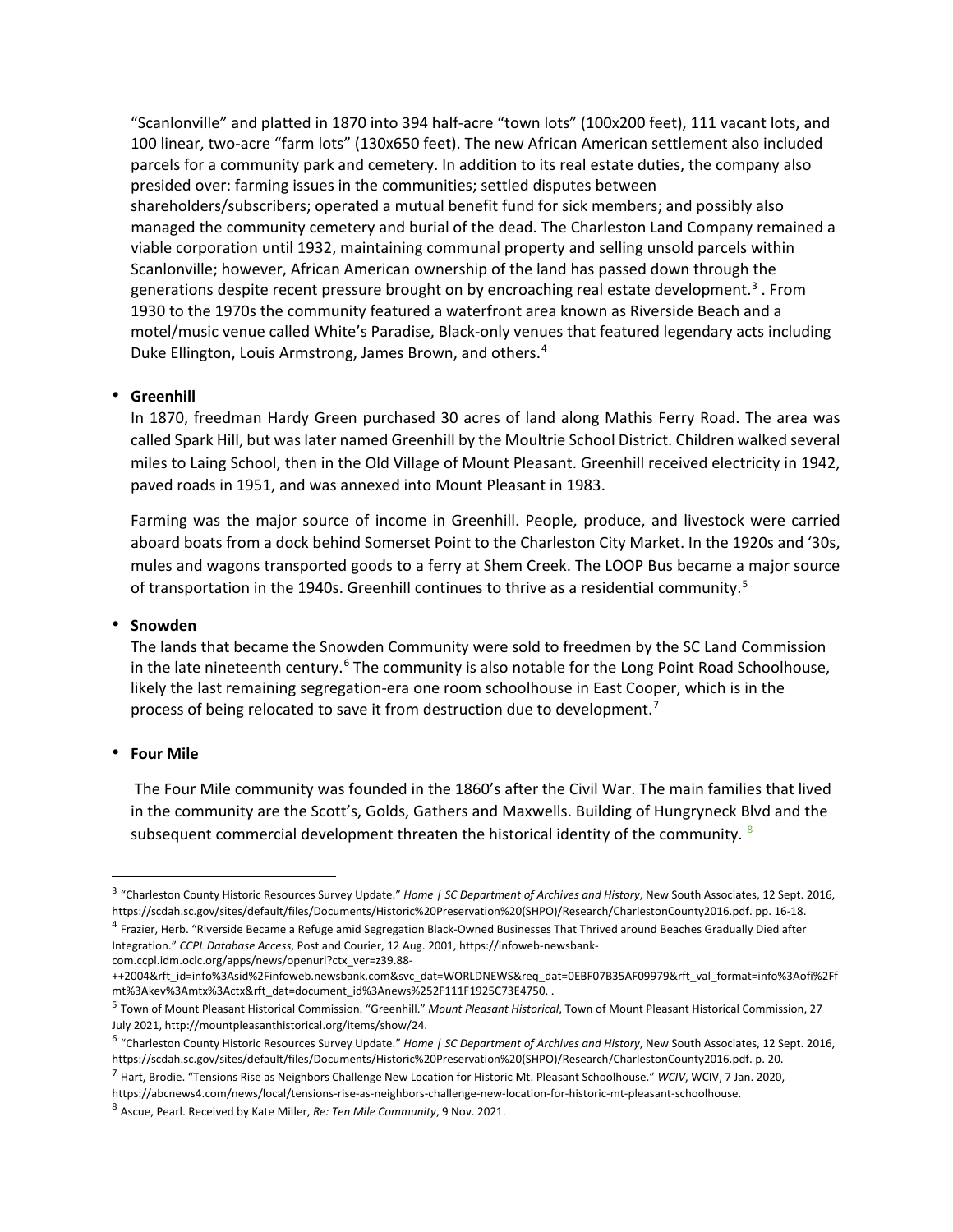"Scanlonville" and platted in 1870 into 394 half-acre "town lots" (100x200 feet), 111 vacant lots, and 100 linear, two-acre "farm lots" (130x650 feet). The new African American settlement also included parcels for a community park and cemetery. In addition to its real estate duties, the company also presided over: farming issues in the communities; settled disputes between shareholders/subscribers; operated a mutual benefit fund for sick members; and possibly also managed the community cemetery and burial of the dead. The Charleston Land Company remained a viable corporation until 1932, maintaining communal property and selling unsold parcels within Scanlonville; however, African American ownership of the land has passed down through the generations despite recent pressure brought on by encroaching real estate development.[3] . From 1930 to the 1970s the community featured a waterfront area known as Riverside Beach and a motel/music venue called White's Paradise, Black-only venues that featured legendary acts including Duke Ellington, Louis Armstrong, James Brown, and others.[4]

- **Greenhill**

  In 1870, freedman Hardy Green purchased 30 acres of land along Mathis Ferry Road. The area was called Spark Hill, but was later named Greenhill by the Moultrie School District. Children walked several miles to Laing School, then in the Old Village of Mount Pleasant. Greenhill received electricity in 1942, paved roads in 1951, and was annexed into Mount Pleasant in 1983.

  Farming was the major source of income in Greenhill. People, produce, and livestock were carried aboard boats from a dock behind Somerset Point to the Charleston City Market. In the 1920s and '30s, mules and wagons transported goods to a ferry at Shem Creek. The LOOP Bus became a major source of transportation in the 1940s. Greenhill continues to thrive as a residential community.[5]

- **Snowden**

  The lands that became the Snowden Community were sold to freedmen by the SC Land Commission in the late nineteenth century.[6] The community is also notable for the Long Point Road Schoolhouse, likely the last remaining segregation-era one room schoolhouse in East Cooper, which is in the process of being relocated to save it from destruction due to development.[7]

- **Four Mile**

  The Four Mile community was founded in the 1860's after the Civil War. The main families that lived in the community are the Scott's, Golds, Gathers and Maxwells. Building of Hungryneck Blvd and the subsequent commercial development threaten the historical identity of the community. [8]

---

[3] "Charleston County Historic Resources Survey Update." *Home | SC Department of Archives and History*, New South Associates, 12 Sept. 2016, https://scdah.sc.gov/sites/default/files/Documents/Historic%20Preservation%20(SHPO)/Research/CharlestonCounty2016.pdf. pp. 16-18.

[4] Frazier, Herb. "Riverside Became a Refuge amid Segregation Black-Owned Businesses That Thrived around Beaches Gradually Died after Integration." *CCPL Database Access*, Post and Courier, 12 Aug. 2001, https://infoweb-newsbank-com.ccpl.idm.oclc.org/apps/news/openurl?ctx_ver=z39.88-++2004&rft_id=info%3Asid%2Finfoweb.newsbank.com&svc_dat=WORLDNEWS&req_dat=0EBF07B35AF09979&rft_val_format=info%3Aofi%2Ffmt%3Akev%3Amtx%3Actx&rft_dat=document_id%3Anews%252F111F1925C73E4750. .

[5] Town of Mount Pleasant Historical Commission. "Greenhill." *Mount Pleasant Historical*, Town of Mount Pleasant Historical Commission, 27 July 2021, http://mountpleasanthistorical.org/items/show/24.

[6] "Charleston County Historic Resources Survey Update." *Home | SC Department of Archives and History*, New South Associates, 12 Sept. 2016, https://scdah.sc.gov/sites/default/files/Documents/Historic%20Preservation%20(SHPO)/Research/CharlestonCounty2016.pdf. p. 20.

[7] Hart, Brodie. "Tensions Rise as Neighbors Challenge New Location for Historic Mt. Pleasant Schoolhouse." *WCIV*, WCIV, 7 Jan. 2020, https://abcnews4.com/news/local/tensions-rise-as-neighbors-challenge-new-location-for-historic-mt-pleasant-schoolhouse.

[8] Ascue, Pearl. Received by Kate Miller, *Re: Ten Mile Community*, 9 Nov. 2021.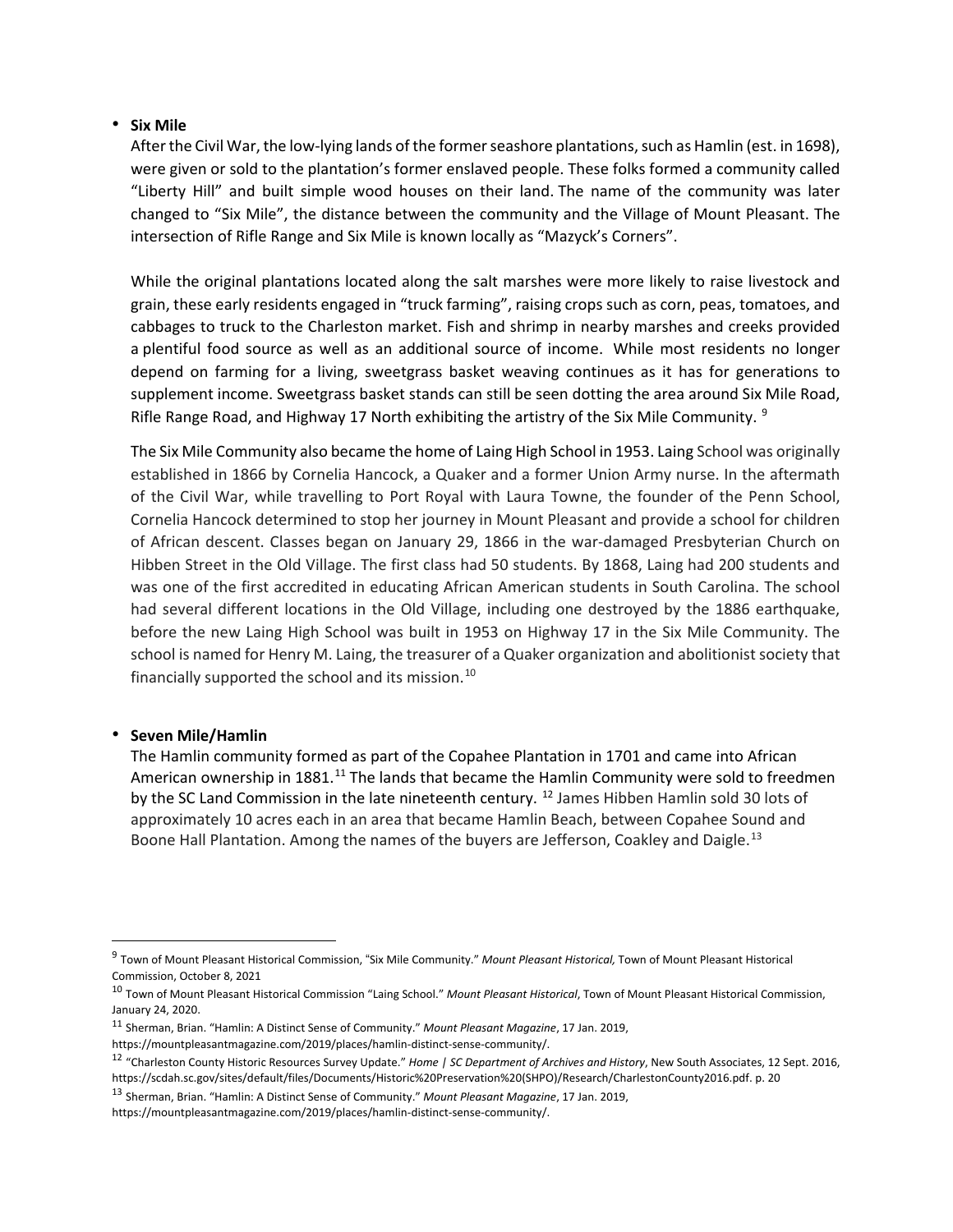- **Six Mile**

  After the Civil War, the low-lying lands of the former seashore plantations, such as Hamlin (est. in 1698), were given or sold to the plantation's former enslaved people. These folks formed a community called "Liberty Hill" and built simple wood houses on their land. The name of the community was later changed to "Six Mile", the distance between the community and the Village of Mount Pleasant. The intersection of Rifle Range and Six Mile is known locally as "Mazyck's Corners".

  While the original plantations located along the salt marshes were more likely to raise livestock and grain, these early residents engaged in "truck farming", raising crops such as corn, peas, tomatoes, and cabbages to truck to the Charleston market. Fish and shrimp in nearby marshes and creeks provided a plentiful food source as well as an additional source of income. While most residents no longer depend on farming for a living, sweetgrass basket weaving continues as it has for generations to supplement income. Sweetgrass basket stands can still be seen dotting the area around Six Mile Road, Rifle Range Road, and Highway 17 North exhibiting the artistry of the Six Mile Community. [9]

  The Six Mile Community also became the home of Laing High School in 1953. Laing School was originally established in 1866 by Cornelia Hancock, a Quaker and a former Union Army nurse. In the aftermath of the Civil War, while travelling to Port Royal with Laura Towne, the founder of the Penn School, Cornelia Hancock determined to stop her journey in Mount Pleasant and provide a school for children of African descent. Classes began on January 29, 1866 in the war-damaged Presbyterian Church on Hibben Street in the Old Village. The first class had 50 students. By 1868, Laing had 200 students and was one of the first accredited in educating African American students in South Carolina. The school had several different locations in the Old Village, including one destroyed by the 1886 earthquake, before the new Laing High School was built in 1953 on Highway 17 in the Six Mile Community. The school is named for Henry M. Laing, the treasurer of a Quaker organization and abolitionist society that financially supported the school and its mission.[10]

- **Seven Mile/Hamlin**

  The Hamlin community formed as part of the Copahee Plantation in 1701 and came into African American ownership in 1881.[11] The lands that became the Hamlin Community were sold to freedmen by the SC Land Commission in the late nineteenth century. [12] James Hibben Hamlin sold 30 lots of approximately 10 acres each in an area that became Hamlin Beach, between Copahee Sound and Boone Hall Plantation. Among the names of the buyers are Jefferson, Coakley and Daigle.[13]

---

[9] Town of Mount Pleasant Historical Commission, "Six Mile Community." *Mount Pleasant Historical,* Town of Mount Pleasant Historical Commission, October 8, 2021

[10] Town of Mount Pleasant Historical Commission "Laing School." *Mount Pleasant Historical*, Town of Mount Pleasant Historical Commission, January 24, 2020.

[11] Sherman, Brian. "Hamlin: A Distinct Sense of Community." *Mount Pleasant Magazine*, 17 Jan. 2019, https://mountpleasantmagazine.com/2019/places/hamlin-distinct-sense-community/.

[12] "Charleston County Historic Resources Survey Update." *Home | SC Department of Archives and History*, New South Associates, 12 Sept. 2016, https://scdah.sc.gov/sites/default/files/Documents/Historic%20Preservation%20(SHPO)/Research/CharlestonCounty2016.pdf. p. 20

[13] Sherman, Brian. "Hamlin: A Distinct Sense of Community." *Mount Pleasant Magazine*, 17 Jan. 2019, https://mountpleasantmagazine.com/2019/places/hamlin-distinct-sense-community/.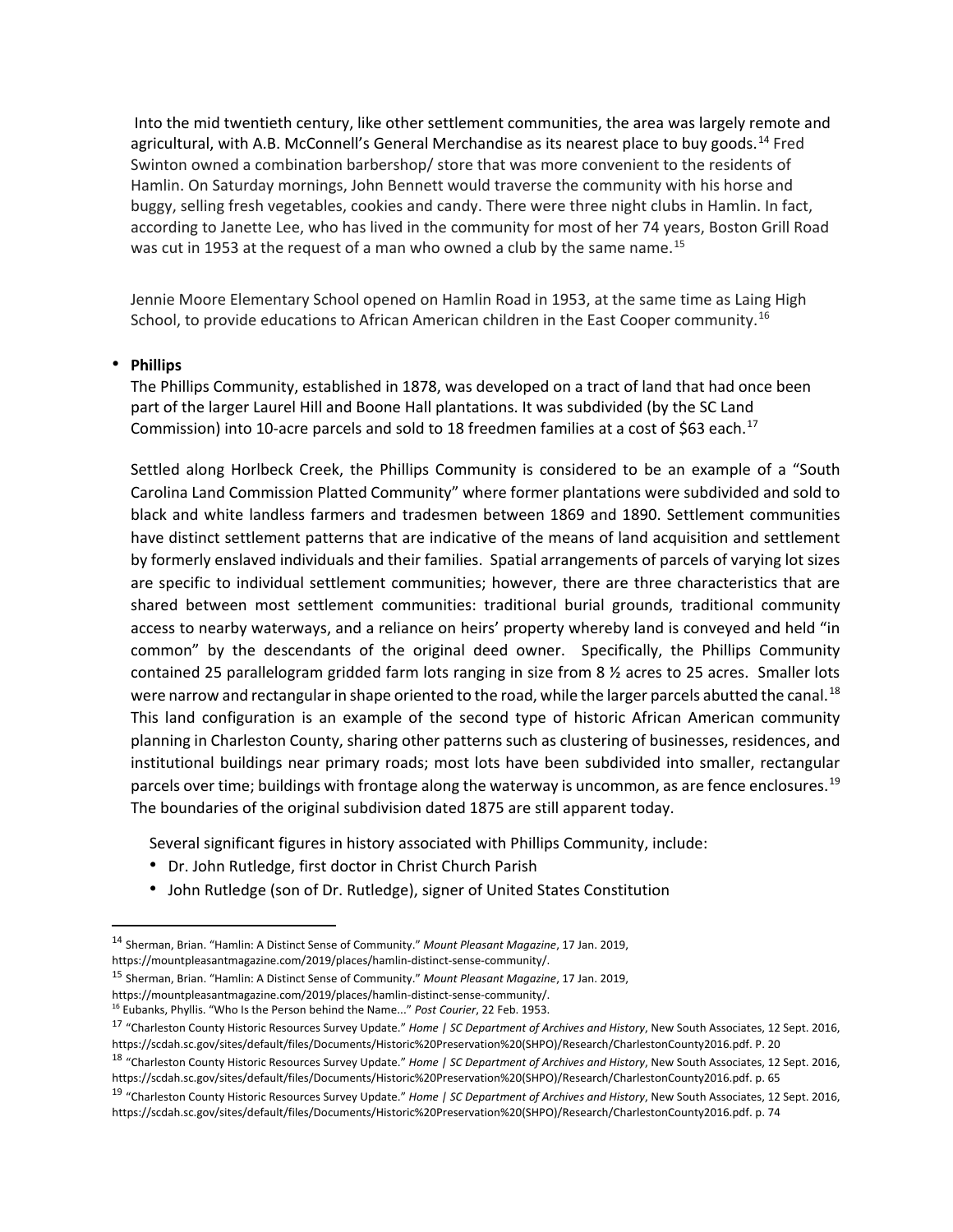Into the mid twentieth century, like other settlement communities, the area was largely remote and agricultural, with A.B. McConnell's General Merchandise as its nearest place to buy goods.[14] Fred Swinton owned a combination barbershop/ store that was more convenient to the residents of Hamlin. On Saturday mornings, John Bennett would traverse the community with his horse and buggy, selling fresh vegetables, cookies and candy. There were three night clubs in Hamlin. In fact, according to Janette Lee, who has lived in the community for most of her 74 years, Boston Grill Road was cut in 1953 at the request of a man who owned a club by the same name.[15]

Jennie Moore Elementary School opened on Hamlin Road in 1953, at the same time as Laing High School, to provide educations to African American children in the East Cooper community.[16]

- **Phillips**

The Phillips Community, established in 1878, was developed on a tract of land that had once been part of the larger Laurel Hill and Boone Hall plantations. It was subdivided (by the SC Land Commission) into 10-acre parcels and sold to 18 freedmen families at a cost of $63 each.[17]

Settled along Horlbeck Creek, the Phillips Community is considered to be an example of a "South Carolina Land Commission Platted Community" where former plantations were subdivided and sold to black and white landless farmers and tradesmen between 1869 and 1890. Settlement communities have distinct settlement patterns that are indicative of the means of land acquisition and settlement by formerly enslaved individuals and their families. Spatial arrangements of parcels of varying lot sizes are specific to individual settlement communities; however, there are three characteristics that are shared between most settlement communities: traditional burial grounds, traditional community access to nearby waterways, and a reliance on heirs' property whereby land is conveyed and held "in common" by the descendants of the original deed owner. Specifically, the Phillips Community contained 25 parallelogram gridded farm lots ranging in size from 8 ½ acres to 25 acres. Smaller lots were narrow and rectangular in shape oriented to the road, while the larger parcels abutted the canal.[18] This land configuration is an example of the second type of historic African American community planning in Charleston County, sharing other patterns such as clustering of businesses, residences, and institutional buildings near primary roads; most lots have been subdivided into smaller, rectangular parcels over time; buildings with frontage along the waterway is uncommon, as are fence enclosures.[19] The boundaries of the original subdivision dated 1875 are still apparent today.

Several significant figures in history associated with Phillips Community, include:

- Dr. John Rutledge, first doctor in Christ Church Parish
- John Rutledge (son of Dr. Rutledge), signer of United States Constitution

---

[14] Sherman, Brian. "Hamlin: A Distinct Sense of Community." *Mount Pleasant Magazine*, 17 Jan. 2019, https://mountpleasantmagazine.com/2019/places/hamlin-distinct-sense-community/.

[15] Sherman, Brian. "Hamlin: A Distinct Sense of Community." *Mount Pleasant Magazine*, 17 Jan. 2019, https://mountpleasantmagazine.com/2019/places/hamlin-distinct-sense-community/.

[16] Eubanks, Phyllis. "Who Is the Person behind the Name..." *Post Courier*, 22 Feb. 1953.

[17] "Charleston County Historic Resources Survey Update." *Home | SC Department of Archives and History*, New South Associates, 12 Sept. 2016, https://scdah.sc.gov/sites/default/files/Documents/Historic%20Preservation%20(SHPO)/Research/CharlestonCounty2016.pdf. P. 20

[18] "Charleston County Historic Resources Survey Update." *Home | SC Department of Archives and History*, New South Associates, 12 Sept. 2016, https://scdah.sc.gov/sites/default/files/Documents/Historic%20Preservation%20(SHPO)/Research/CharlestonCounty2016.pdf. p. 65

[19] "Charleston County Historic Resources Survey Update." *Home | SC Department of Archives and History*, New South Associates, 12 Sept. 2016, https://scdah.sc.gov/sites/default/files/Documents/Historic%20Preservation%20(SHPO)/Research/CharlestonCounty2016.pdf. p. 74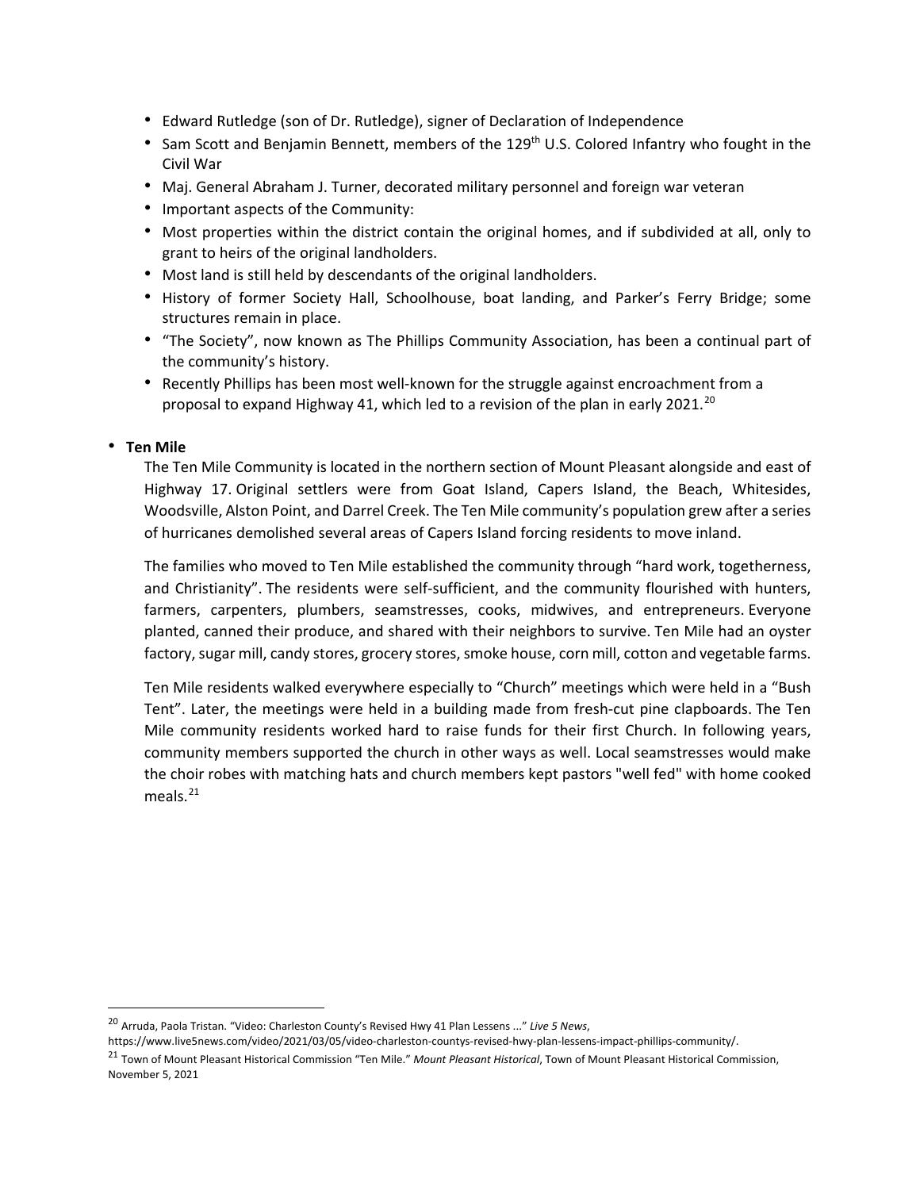- Edward Rutledge (son of Dr. Rutledge), signer of Declaration of Independence
- Sam Scott and Benjamin Bennett, members of the 129th U.S. Colored Infantry who fought in the Civil War
- Maj. General Abraham J. Turner, decorated military personnel and foreign war veteran
- Important aspects of the Community:
- Most properties within the district contain the original homes, and if subdivided at all, only to grant to heirs of the original landholders.
- Most land is still held by descendants of the original landholders.
- History of former Society Hall, Schoolhouse, boat landing, and Parker's Ferry Bridge; some structures remain in place.
- "The Society", now known as The Phillips Community Association, has been a continual part of the community's history.
- Recently Phillips has been most well-known for the struggle against encroachment from a proposal to expand Highway 41, which led to a revision of the plan in early 2021.[20]

- **Ten Mile**

  The Ten Mile Community is located in the northern section of Mount Pleasant alongside and east of Highway 17. Original settlers were from Goat Island, Capers Island, the Beach, Whitesides, Woodsville, Alston Point, and Darrel Creek. The Ten Mile community's population grew after a series of hurricanes demolished several areas of Capers Island forcing residents to move inland.

  The families who moved to Ten Mile established the community through "hard work, togetherness, and Christianity". The residents were self-sufficient, and the community flourished with hunters, farmers, carpenters, plumbers, seamstresses, cooks, midwives, and entrepreneurs. Everyone planted, canned their produce, and shared with their neighbors to survive. Ten Mile had an oyster factory, sugar mill, candy stores, grocery stores, smoke house, corn mill, cotton and vegetable farms.

  Ten Mile residents walked everywhere especially to "Church" meetings which were held in a "Bush Tent". Later, the meetings were held in a building made from fresh-cut pine clapboards. The Ten Mile community residents worked hard to raise funds for their first Church. In following years, community members supported the church in other ways as well. Local seamstresses would make the choir robes with matching hats and church members kept pastors "well fed" with home cooked meals.[21]

---

[20] Arruda, Paola Tristan. "Video: Charleston County's Revised Hwy 41 Plan Lessens ..." *Live 5 News*, https://www.live5news.com/video/2021/03/05/video-charleston-countys-revised-hwy-plan-lessens-impact-phillips-community/.

[21] Town of Mount Pleasant Historical Commission "Ten Mile." *Mount Pleasant Historical*, Town of Mount Pleasant Historical Commission, November 5, 2021